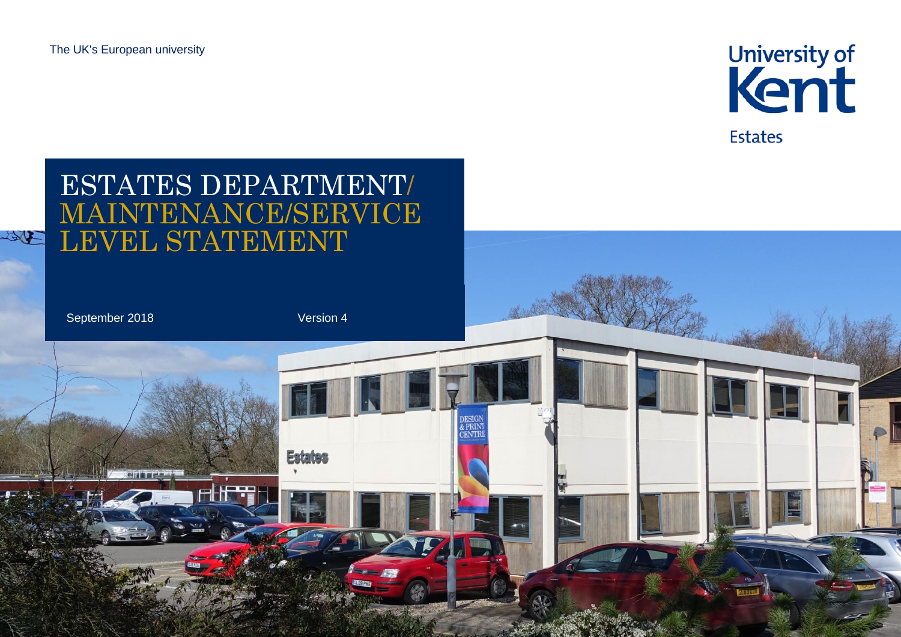The UK's European university

University of Kent

Estates

# ESTATES DEPARTMENT/ MAINTENANCE/SERVICE LEVEL STATEMENT

September 2018

Version 4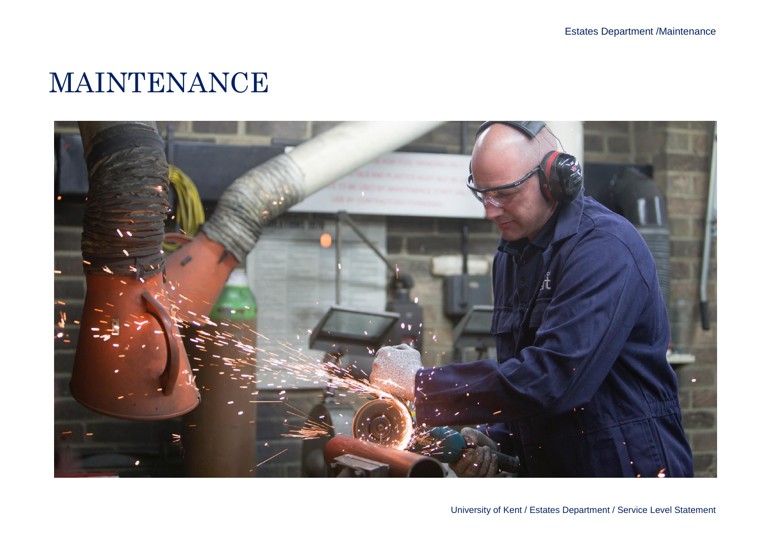# MAINTENANCE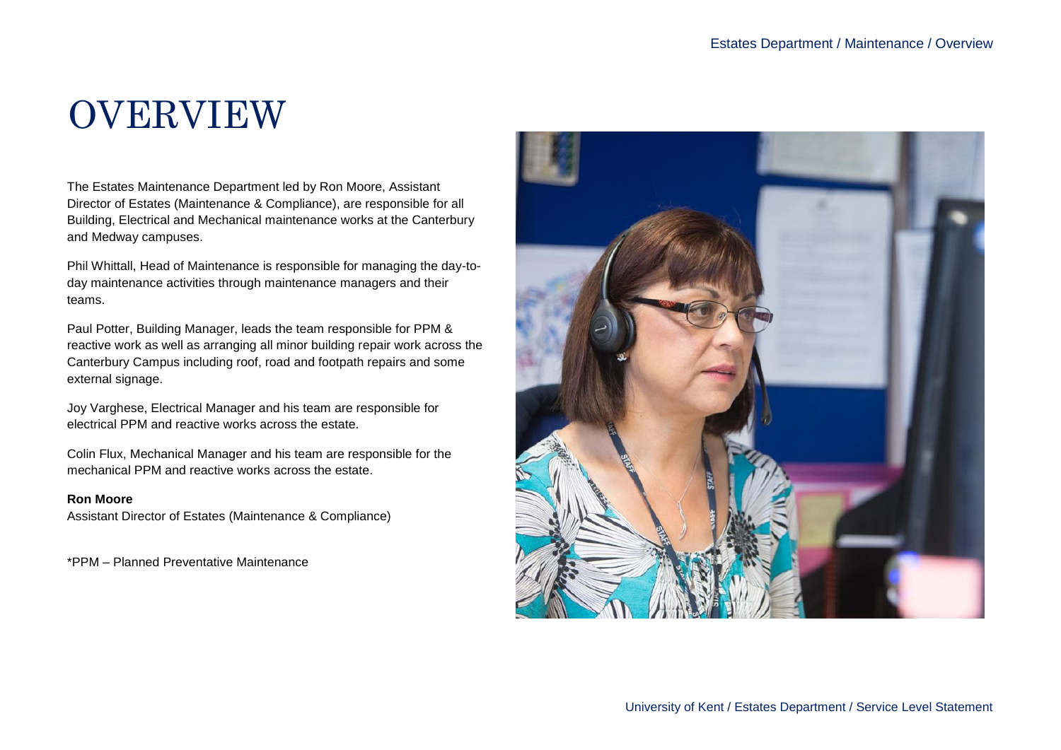# OVERVIEW

The Estates Maintenance Department led by Ron Moore, Assistant Director of Estates (Maintenance & Compliance), are responsible for all Building, Electrical and Mechanical maintenance works at the Canterbury and Medway campuses.

Phil Whittall, Head of Maintenance is responsible for managing the day-to-day maintenance activities through maintenance managers and their teams.

Paul Potter, Building Manager, leads the team responsible for PPM & reactive work as well as arranging all minor building repair work across the Canterbury Campus including roof, road and footpath repairs and some external signage.

Joy Varghese, Electrical Manager and his team are responsible for electrical PPM and reactive works across the estate.

Colin Flux, Mechanical Manager and his team are responsible for the mechanical PPM and reactive works across the estate.

**Ron Moore**
Assistant Director of Estates (Maintenance & Compliance)

*PPM – Planned Preventative Maintenance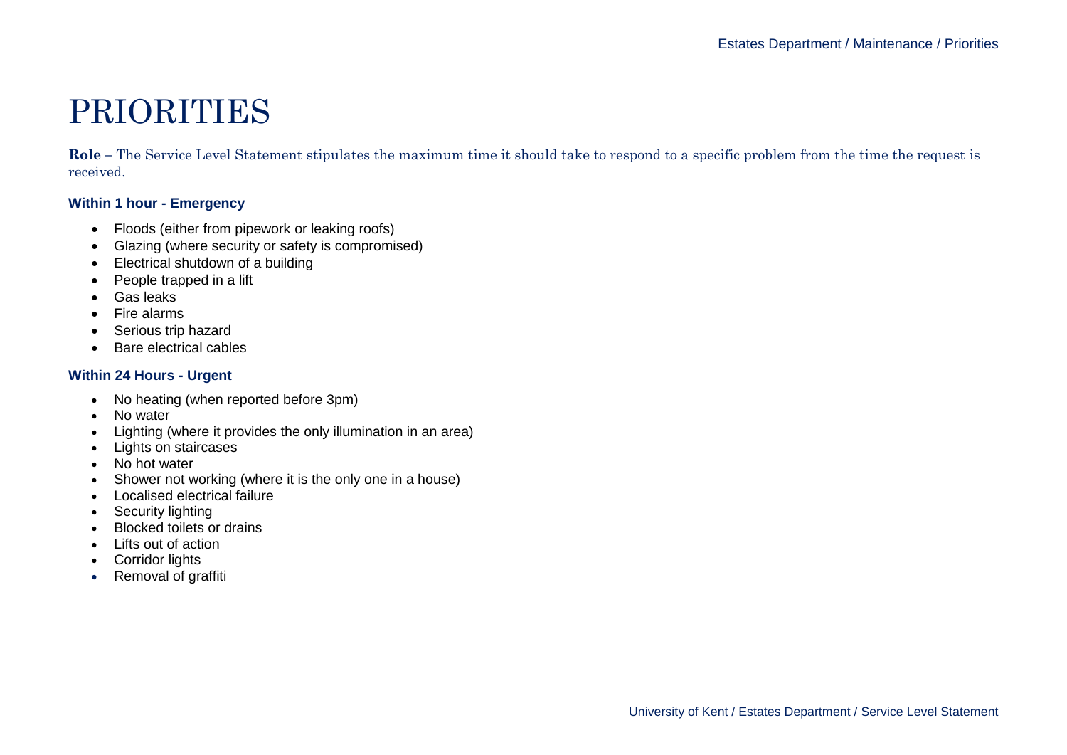# PRIORITIES

**Role** – The Service Level Statement stipulates the maximum time it should take to respond to a specific problem from the time the request is received.

### Within 1 hour - Emergency

- Floods (either from pipework or leaking roofs)
- Glazing (where security or safety is compromised)
- Electrical shutdown of a building
- People trapped in a lift
- Gas leaks
- Fire alarms
- Serious trip hazard
- Bare electrical cables

### Within 24 Hours - Urgent

- No heating (when reported before 3pm)
- No water
- Lighting (where it provides the only illumination in an area)
- Lights on staircases
- No hot water
- Shower not working (where it is the only one in a house)
- Localised electrical failure
- Security lighting
- Blocked toilets or drains
- Lifts out of action
- Corridor lights
- Removal of graffiti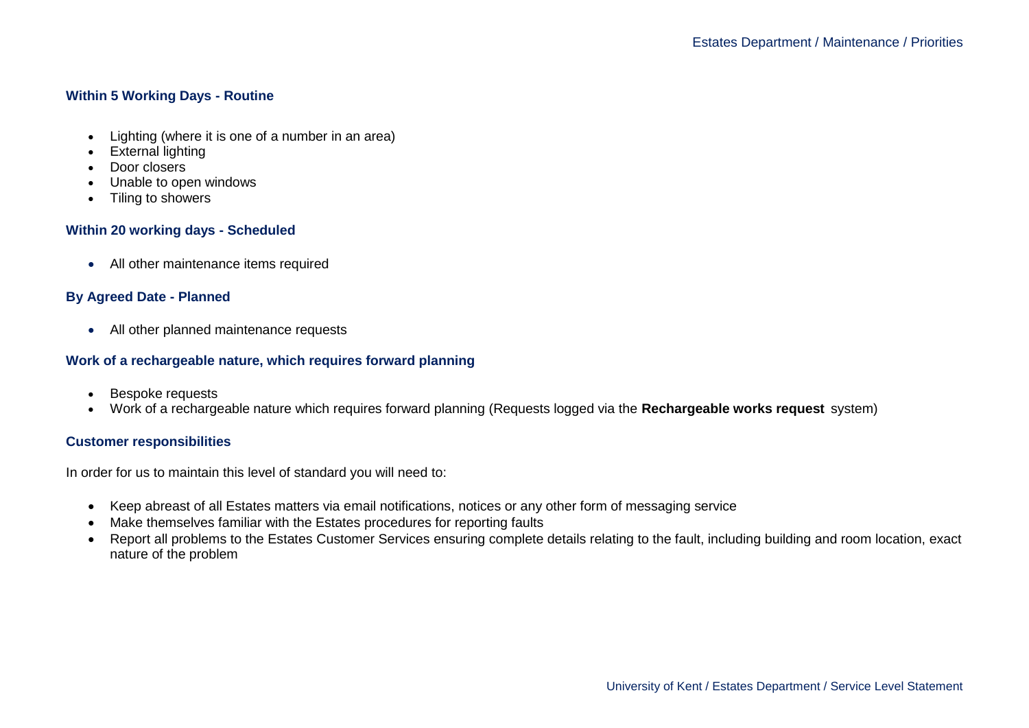### Within 5 Working Days - Routine

- Lighting (where it is one of a number in an area)
- External lighting
- Door closers
- Unable to open windows
- Tiling to showers

### Within 20 working days - Scheduled

- All other maintenance items required

### By Agreed Date - Planned

- All other planned maintenance requests

### Work of a rechargeable nature, which requires forward planning

- Bespoke requests
- Work of a rechargeable nature which requires forward planning (Requests logged via the **Rechargeable works request** system)

### Customer responsibilities

In order for us to maintain this level of standard you will need to:

- Keep abreast of all Estates matters via email notifications, notices or any other form of messaging service
- Make themselves familiar with the Estates procedures for reporting faults
- Report all problems to the Estates Customer Services ensuring complete details relating to the fault, including building and room location, exact nature of the problem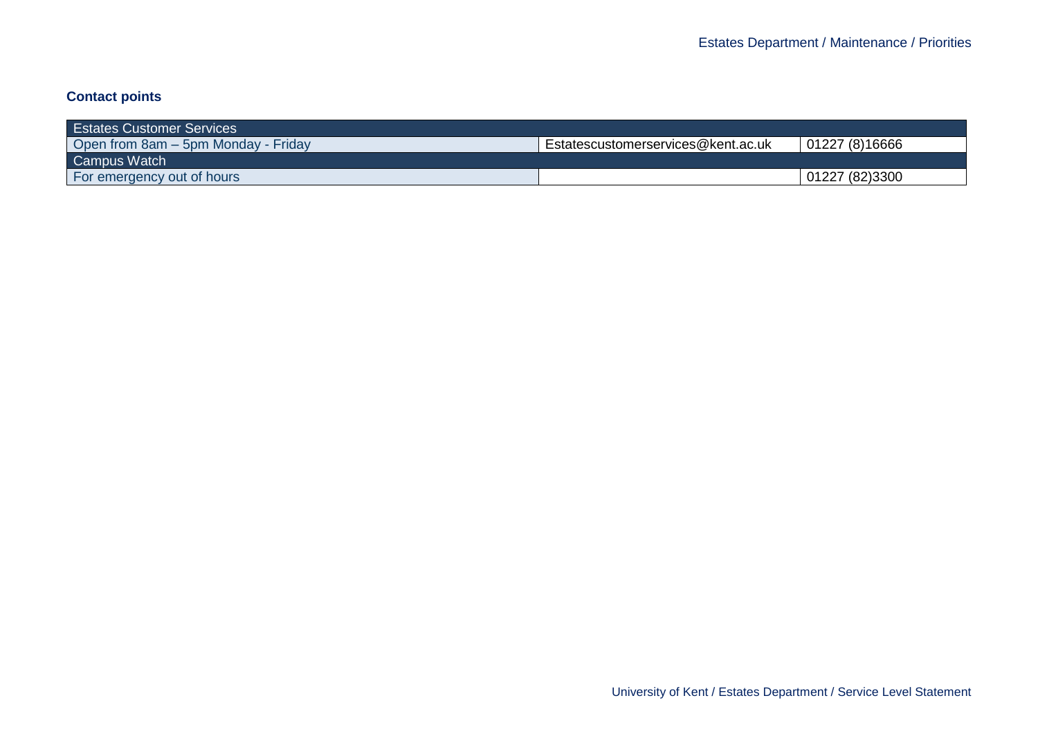### Contact points

| Estates Customer Services | | |
|---|---|---|
| Open from 8am – 5pm Monday - Friday | Estatescustomerservices@kent.ac.uk | 01227 (8)16666 |
| Campus Watch | | |
| For emergency out of hours | | 01227 (82)3300 |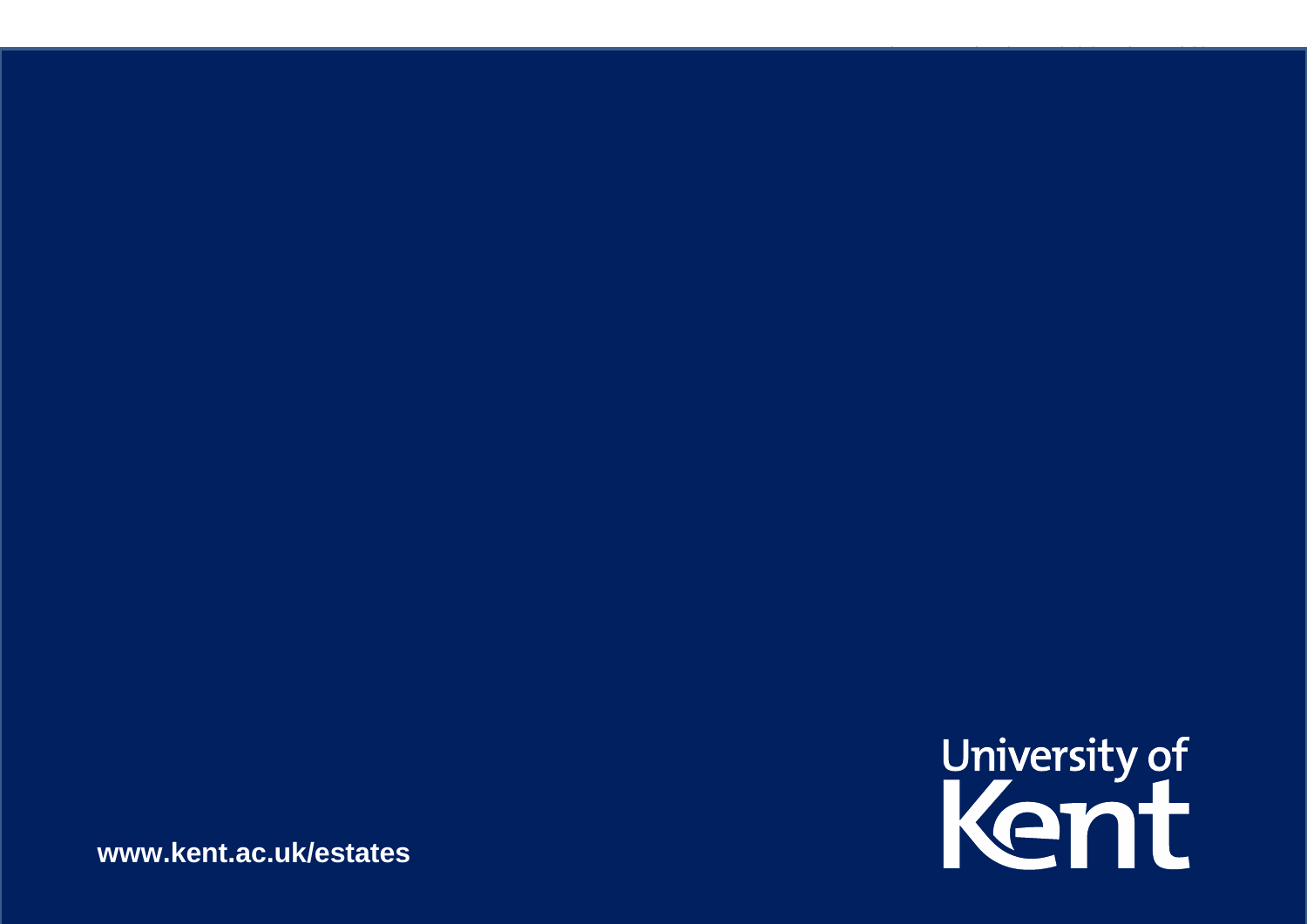www.kent.ac.uk/estates

University of Kent